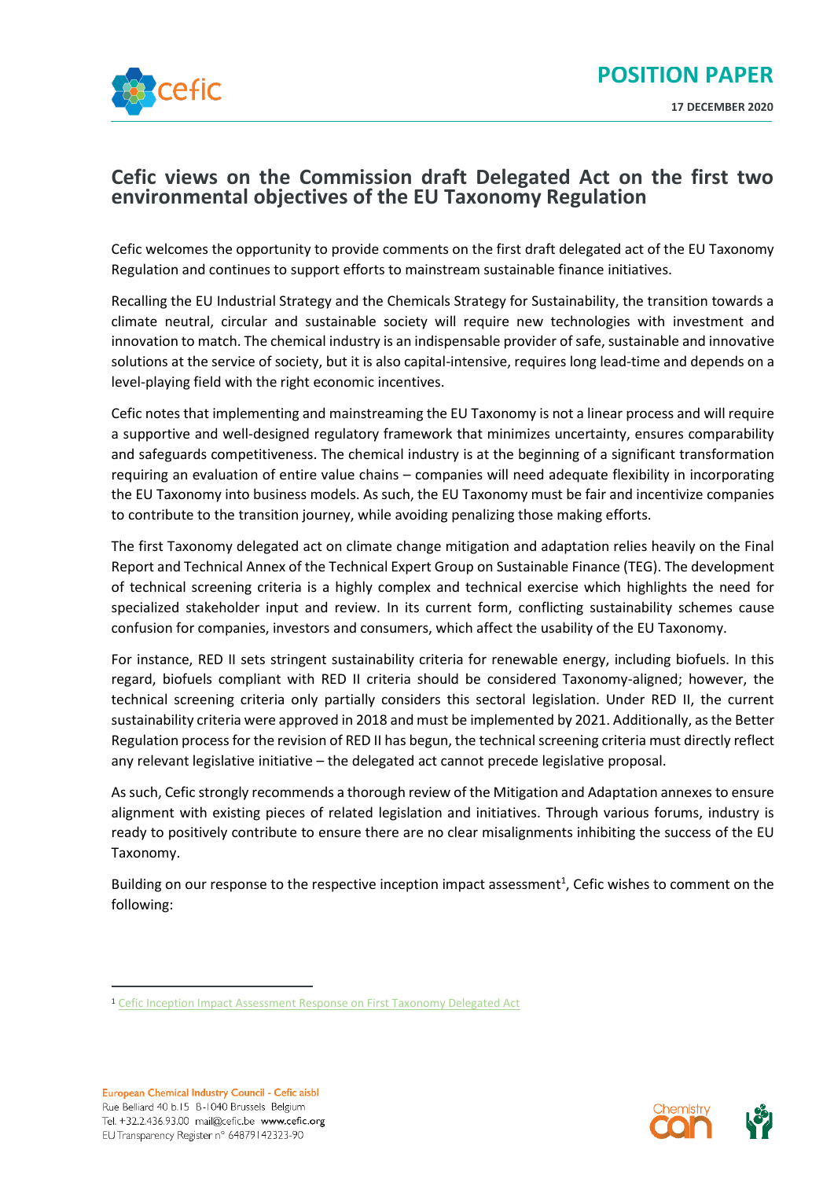**POSITION PAPER**

**17 DECEMBER 2020**

# Cefic views on the Commission draft Delegated Act on the first two environmental objectives of the EU Taxonomy Regulation

Cefic welcomes the opportunity to provide comments on the first draft delegated act of the EU Taxonomy Regulation and continues to support efforts to mainstream sustainable finance initiatives.

Recalling the EU Industrial Strategy and the Chemicals Strategy for Sustainability, the transition towards a climate neutral, circular and sustainable society will require new technologies with investment and innovation to match. The chemical industry is an indispensable provider of safe, sustainable and innovative solutions at the service of society, but it is also capital-intensive, requires long lead-time and depends on a level-playing field with the right economic incentives.

Cefic notes that implementing and mainstreaming the EU Taxonomy is not a linear process and will require a supportive and well-designed regulatory framework that minimizes uncertainty, ensures comparability and safeguards competitiveness. The chemical industry is at the beginning of a significant transformation requiring an evaluation of entire value chains – companies will need adequate flexibility in incorporating the EU Taxonomy into business models. As such, the EU Taxonomy must be fair and incentivize companies to contribute to the transition journey, while avoiding penalizing those making efforts.

The first Taxonomy delegated act on climate change mitigation and adaptation relies heavily on the Final Report and Technical Annex of the Technical Expert Group on Sustainable Finance (TEG). The development of technical screening criteria is a highly complex and technical exercise which highlights the need for specialized stakeholder input and review. In its current form, conflicting sustainability schemes cause confusion for companies, investors and consumers, which affect the usability of the EU Taxonomy.

For instance, RED II sets stringent sustainability criteria for renewable energy, including biofuels. In this regard, biofuels compliant with RED II criteria should be considered Taxonomy-aligned; however, the technical screening criteria only partially considers this sectoral legislation. Under RED II, the current sustainability criteria were approved in 2018 and must be implemented by 2021. Additionally, as the Better Regulation process for the revision of RED II has begun, the technical screening criteria must directly reflect any relevant legislative initiative – the delegated act cannot precede legislative proposal.

As such, Cefic strongly recommends a thorough review of the Mitigation and Adaptation annexes to ensure alignment with existing pieces of related legislation and initiatives. Through various forums, industry is ready to positively contribute to ensure there are no clear misalignments inhibiting the success of the EU Taxonomy.

Building on our response to the respective inception impact assessment[1], Cefic wishes to comment on the following:

[1] Cefic Inception Impact Assessment Response on First Taxonomy Delegated Act

European Chemical Industry Council - Cefic aisbl
Rue Belliard 40 b.15 B-1040 Brussels Belgium
Tel. +32.2.436.93.00 mail@cefic.be www.cefic.org
EU Transparency Register n° 64879142323-90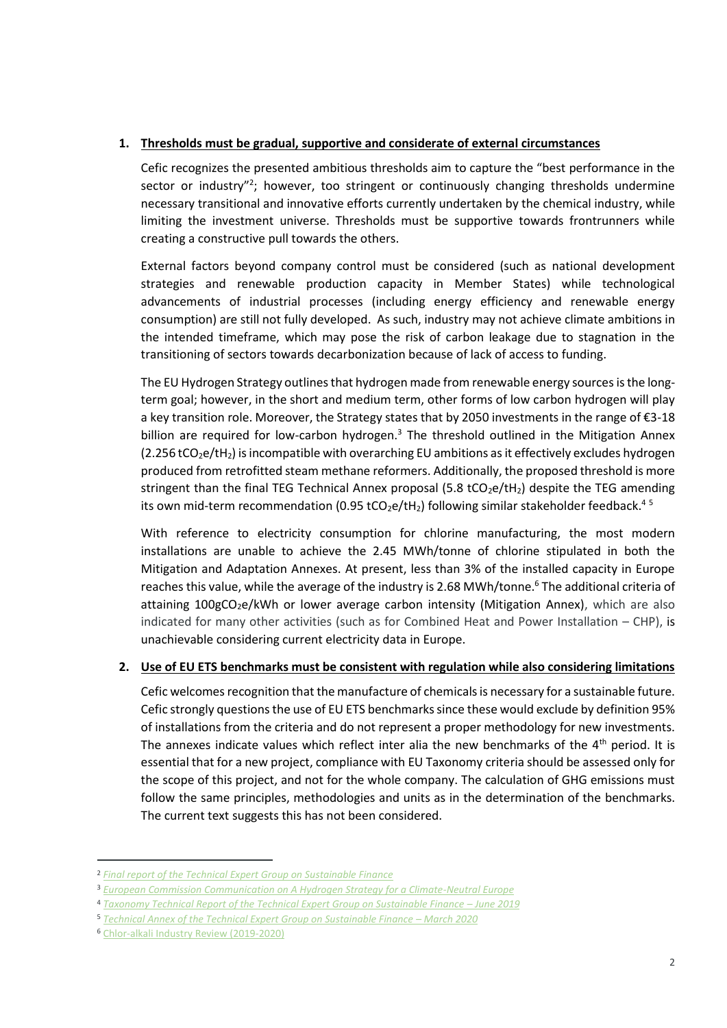1. **Thresholds must be gradual, supportive and considerate of external circumstances**

   Cefic recognizes the presented ambitious thresholds aim to capture the "best performance in the sector or industry"[2]; however, too stringent or continuously changing thresholds undermine necessary transitional and innovative efforts currently undertaken by the chemical industry, while limiting the investment universe. Thresholds must be supportive towards frontrunners while creating a constructive pull towards the others.

   External factors beyond company control must be considered (such as national development strategies and renewable production capacity in Member States) while technological advancements of industrial processes (including energy efficiency and renewable energy consumption) are still not fully developed. As such, industry may not achieve climate ambitions in the intended timeframe, which may pose the risk of carbon leakage due to stagnation in the transitioning of sectors towards decarbonization because of lack of access to funding.

   The EU Hydrogen Strategy outlines that hydrogen made from renewable energy sources is the long-term goal; however, in the short and medium term, other forms of low carbon hydrogen will play a key transition role. Moreover, the Strategy states that by 2050 investments in the range of €3-18 billion are required for low-carbon hydrogen.[3] The threshold outlined in the Mitigation Annex (2.256 $tCO_2e/tH_2$) is incompatible with overarching EU ambitions as it effectively excludes hydrogen produced from retrofitted steam methane reformers. Additionally, the proposed threshold is more stringent than the final TEG Technical Annex proposal (5.8 $tCO_2e/tH_2$) despite the TEG amending its own mid-term recommendation (0.95 $tCO_2e/tH_2$) following similar stakeholder feedback.[4] [5]

   With reference to electricity consumption for chlorine manufacturing, the most modern installations are unable to achieve the 2.45 MWh/tonne of chlorine stipulated in both the Mitigation and Adaptation Annexes. At present, less than 3% of the installed capacity in Europe reaches this value, while the average of the industry is 2.68 MWh/tonne.[6] The additional criteria of attaining 100$gCO_2e$/kWh or lower average carbon intensity (Mitigation Annex), which are also indicated for many other activities (such as for Combined Heat and Power Installation – CHP), is unachievable considering current electricity data in Europe.

2. **Use of EU ETS benchmarks must be consistent with regulation while also considering limitations**

   Cefic welcomes recognition that the manufacture of chemicals is necessary for a sustainable future. Cefic strongly questions the use of EU ETS benchmarks since these would exclude by definition 95% of installations from the criteria and do not represent a proper methodology for new investments. The annexes indicate values which reflect inter alia the new benchmarks of the 4th period. It is essential that for a new project, compliance with EU Taxonomy criteria should be assessed only for the scope of this project, and not for the whole company. The calculation of GHG emissions must follow the same principles, methodologies and units as in the determination of the benchmarks. The current text suggests this has not been considered.

---

[2] *Final report of the Technical Expert Group on Sustainable Finance*

[3] *European Commission Communication on A Hydrogen Strategy for a Climate-Neutral Europe*

[4] *Taxonomy Technical Report of the Technical Expert Group on Sustainable Finance – June 2019*

[5] *Technical Annex of the Technical Expert Group on Sustainable Finance – March 2020*

[6] Chlor-alkali Industry Review (2019-2020)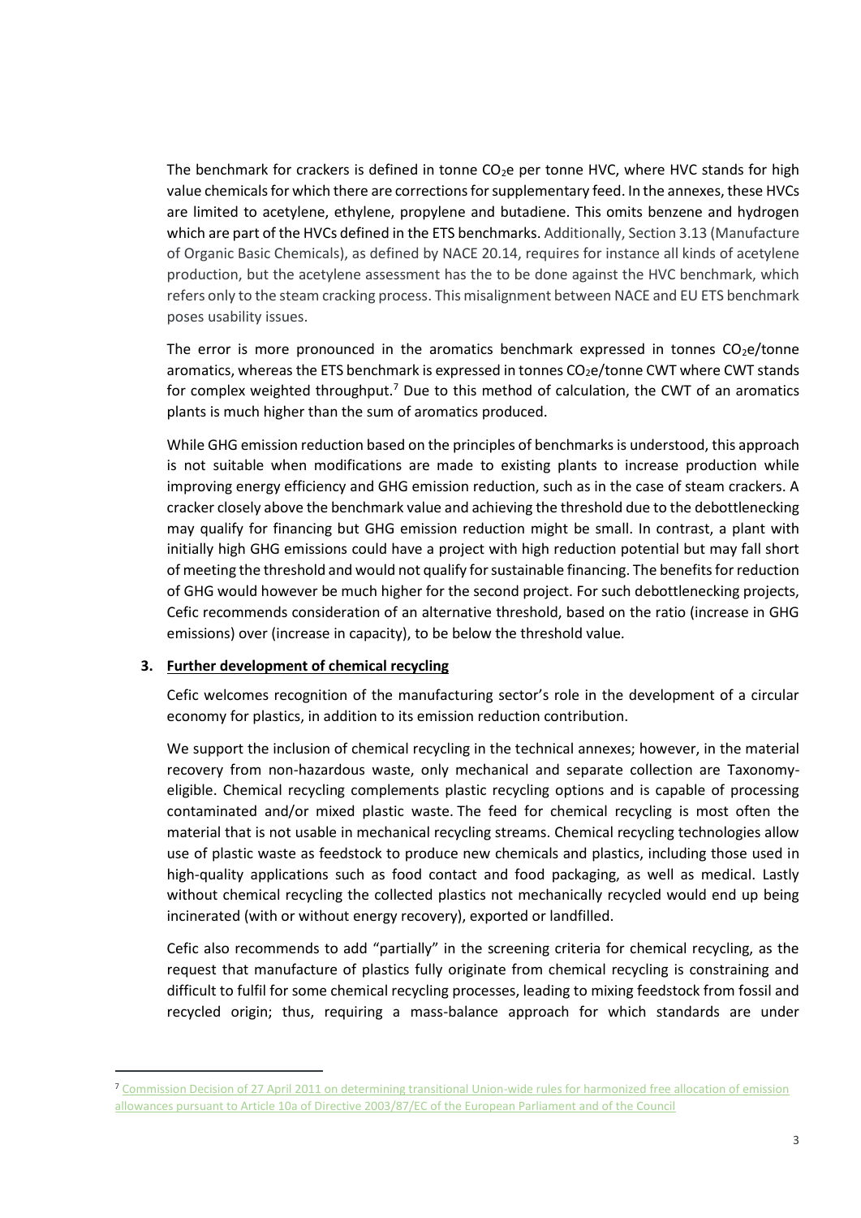The benchmark for crackers is defined in tonne $CO_2$e per tonne HVC, where HVC stands for high value chemicals for which there are corrections for supplementary feed. In the annexes, these HVCs are limited to acetylene, ethylene, propylene and butadiene. This omits benzene and hydrogen which are part of the HVCs defined in the ETS benchmarks. Additionally, Section 3.13 (Manufacture of Organic Basic Chemicals), as defined by NACE 20.14, requires for instance all kinds of acetylene production, but the acetylene assessment has the to be done against the HVC benchmark, which refers only to the steam cracking process. This misalignment between NACE and EU ETS benchmark poses usability issues.

The error is more pronounced in the aromatics benchmark expressed in tonnes $CO_2$e/tonne aromatics, whereas the ETS benchmark is expressed in tonnes $CO_2$e/tonne CWT where CWT stands for complex weighted throughput.[7] Due to this method of calculation, the CWT of an aromatics plants is much higher than the sum of aromatics produced.

While GHG emission reduction based on the principles of benchmarks is understood, this approach is not suitable when modifications are made to existing plants to increase production while improving energy efficiency and GHG emission reduction, such as in the case of steam crackers. A cracker closely above the benchmark value and achieving the threshold due to the debottlenecking may qualify for financing but GHG emission reduction might be small. In contrast, a plant with initially high GHG emissions could have a project with high reduction potential but may fall short of meeting the threshold and would not qualify for sustainable financing. The benefits for reduction of GHG would however be much higher for the second project. For such debottlenecking projects, Cefic recommends consideration of an alternative threshold, based on the ratio (increase in GHG emissions) over (increase in capacity), to be below the threshold value.

### 3. Further development of chemical recycling

Cefic welcomes recognition of the manufacturing sector's role in the development of a circular economy for plastics, in addition to its emission reduction contribution.

We support the inclusion of chemical recycling in the technical annexes; however, in the material recovery from non-hazardous waste, only mechanical and separate collection are Taxonomy-eligible. Chemical recycling complements plastic recycling options and is capable of processing contaminated and/or mixed plastic waste. The feed for chemical recycling is most often the material that is not usable in mechanical recycling streams. Chemical recycling technologies allow use of plastic waste as feedstock to produce new chemicals and plastics, including those used in high-quality applications such as food contact and food packaging, as well as medical. Lastly without chemical recycling the collected plastics not mechanically recycled would end up being incinerated (with or without energy recovery), exported or landfilled.

Cefic also recommends to add "partially" in the screening criteria for chemical recycling, as the request that manufacture of plastics fully originate from chemical recycling is constraining and difficult to fulfil for some chemical recycling processes, leading to mixing feedstock from fossil and recycled origin; thus, requiring a mass-balance approach for which standards are under

---

[7] Commission Decision of 27 April 2011 on determining transitional Union-wide rules for harmonized free allocation of emission allowances pursuant to Article 10a of Directive 2003/87/EC of the European Parliament and of the Council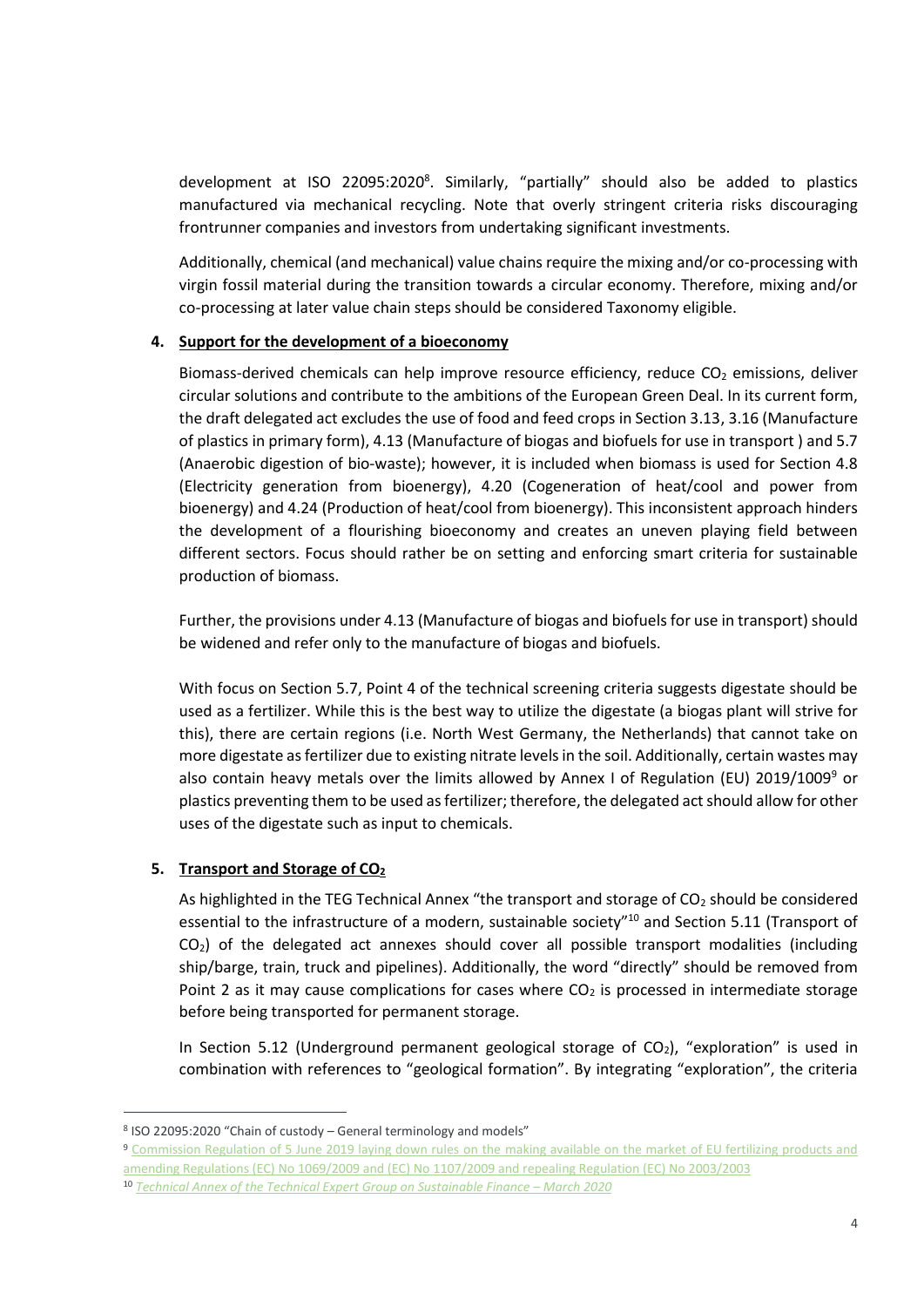development at ISO 22095:2020[8]. Similarly, "partially" should also be added to plastics manufactured via mechanical recycling. Note that overly stringent criteria risks discouraging frontrunner companies and investors from undertaking significant investments.

Additionally, chemical (and mechanical) value chains require the mixing and/or co-processing with virgin fossil material during the transition towards a circular economy. Therefore, mixing and/or co-processing at later value chain steps should be considered Taxonomy eligible.

4. **Support for the development of a bioeconomy**

Biomass-derived chemicals can help improve resource efficiency, reduce $CO_2$ emissions, deliver circular solutions and contribute to the ambitions of the European Green Deal. In its current form, the draft delegated act excludes the use of food and feed crops in Section 3.13, 3.16 (Manufacture of plastics in primary form), 4.13 (Manufacture of biogas and biofuels for use in transport ) and 5.7 (Anaerobic digestion of bio-waste); however, it is included when biomass is used for Section 4.8 (Electricity generation from bioenergy), 4.20 (Cogeneration of heat/cool and power from bioenergy) and 4.24 (Production of heat/cool from bioenergy). This inconsistent approach hinders the development of a flourishing bioeconomy and creates an uneven playing field between different sectors. Focus should rather be on setting and enforcing smart criteria for sustainable production of biomass.

Further, the provisions under 4.13 (Manufacture of biogas and biofuels for use in transport) should be widened and refer only to the manufacture of biogas and biofuels.

With focus on Section 5.7, Point 4 of the technical screening criteria suggests digestate should be used as a fertilizer. While this is the best way to utilize the digestate (a biogas plant will strive for this), there are certain regions (i.e. North West Germany, the Netherlands) that cannot take on more digestate as fertilizer due to existing nitrate levels in the soil. Additionally, certain wastes may also contain heavy metals over the limits allowed by Annex I of Regulation (EU) 2019/1009[9] or plastics preventing them to be used as fertilizer; therefore, the delegated act should allow for other uses of the digestate such as input to chemicals.

5. **Transport and Storage of $CO_2$**

As highlighted in the TEG Technical Annex "the transport and storage of $CO_2$ should be considered essential to the infrastructure of a modern, sustainable society"[10] and Section 5.11 (Transport of $CO_2$) of the delegated act annexes should cover all possible transport modalities (including ship/barge, train, truck and pipelines). Additionally, the word "directly" should be removed from Point 2 as it may cause complications for cases where $CO_2$ is processed in intermediate storage before being transported for permanent storage.

In Section 5.12 (Underground permanent geological storage of $CO_2$), "exploration" is used in combination with references to "geological formation". By integrating "exploration", the criteria

---

[8] ISO 22095:2020 "Chain of custody – General terminology and models"

[9] Commission Regulation of 5 June 2019 laying down rules on the making available on the market of EU fertilizing products and amending Regulations (EC) No 1069/2009 and (EC) No 1107/2009 and repealing Regulation (EC) No 2003/2003

[10] *Technical Annex of the Technical Expert Group on Sustainable Finance – March 2020*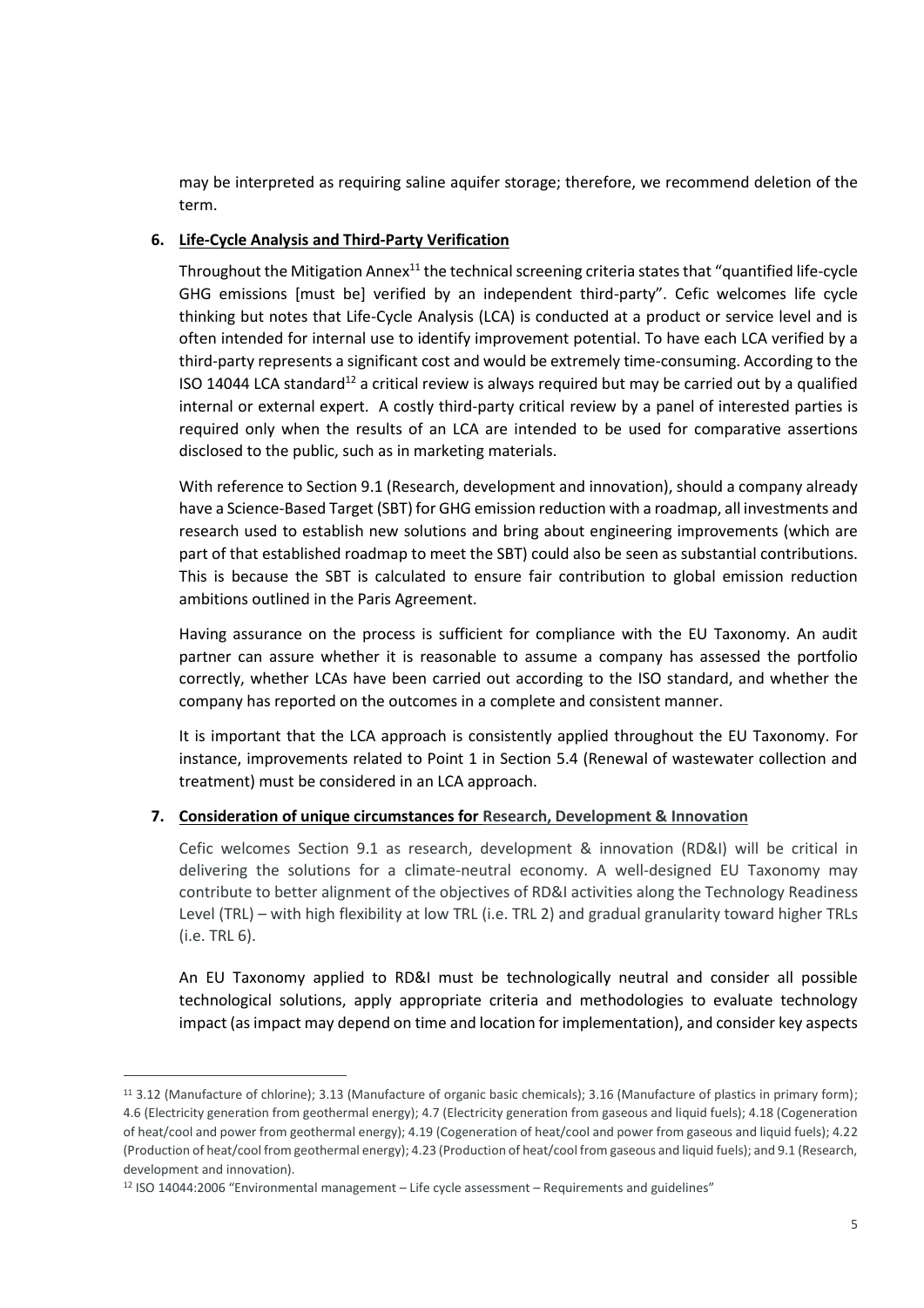may be interpreted as requiring saline aquifer storage; therefore, we recommend deletion of the term.

6. **Life-Cycle Analysis and Third-Party Verification**

   Throughout the Mitigation Annex[11] the technical screening criteria states that "quantified life-cycle GHG emissions [must be] verified by an independent third-party". Cefic welcomes life cycle thinking but notes that Life-Cycle Analysis (LCA) is conducted at a product or service level and is often intended for internal use to identify improvement potential. To have each LCA verified by a third-party represents a significant cost and would be extremely time-consuming. According to the ISO 14044 LCA standard[12] a critical review is always required but may be carried out by a qualified internal or external expert. A costly third-party critical review by a panel of interested parties is required only when the results of an LCA are intended to be used for comparative assertions disclosed to the public, such as in marketing materials.

   With reference to Section 9.1 (Research, development and innovation), should a company already have a Science-Based Target (SBT) for GHG emission reduction with a roadmap, all investments and research used to establish new solutions and bring about engineering improvements (which are part of that established roadmap to meet the SBT) could also be seen as substantial contributions. This is because the SBT is calculated to ensure fair contribution to global emission reduction ambitions outlined in the Paris Agreement.

   Having assurance on the process is sufficient for compliance with the EU Taxonomy. An audit partner can assure whether it is reasonable to assume a company has assessed the portfolio correctly, whether LCAs have been carried out according to the ISO standard, and whether the company has reported on the outcomes in a complete and consistent manner.

   It is important that the LCA approach is consistently applied throughout the EU Taxonomy. For instance, improvements related to Point 1 in Section 5.4 (Renewal of wastewater collection and treatment) must be considered in an LCA approach.

7. **Consideration of unique circumstances for Research, Development & Innovation**

   Cefic welcomes Section 9.1 as research, development & innovation (RD&I) will be critical in delivering the solutions for a climate-neutral economy. A well-designed EU Taxonomy may contribute to better alignment of the objectives of RD&I activities along the Technology Readiness Level (TRL) – with high flexibility at low TRL (i.e. TRL 2) and gradual granularity toward higher TRLs (i.e. TRL 6).

   An EU Taxonomy applied to RD&I must be technologically neutral and consider all possible technological solutions, apply appropriate criteria and methodologies to evaluate technology impact (as impact may depend on time and location for implementation), and consider key aspects

---

[11] 3.12 (Manufacture of chlorine); 3.13 (Manufacture of organic basic chemicals); 3.16 (Manufacture of plastics in primary form); 4.6 (Electricity generation from geothermal energy); 4.7 (Electricity generation from gaseous and liquid fuels); 4.18 (Cogeneration of heat/cool and power from geothermal energy); 4.19 (Cogeneration of heat/cool and power from gaseous and liquid fuels); 4.22 (Production of heat/cool from geothermal energy); 4.23 (Production of heat/cool from gaseous and liquid fuels); and 9.1 (Research, development and innovation).

[12] ISO 14044:2006 "Environmental management – Life cycle assessment – Requirements and guidelines"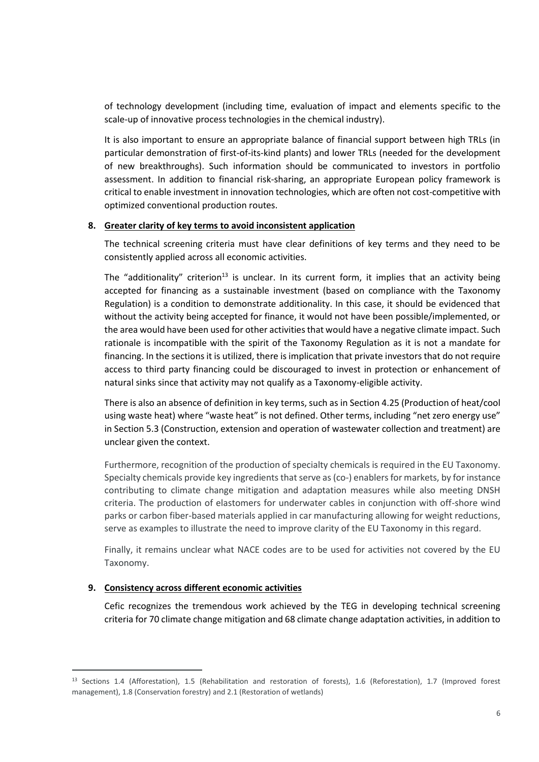of technology development (including time, evaluation of impact and elements specific to the scale-up of innovative process technologies in the chemical industry).

It is also important to ensure an appropriate balance of financial support between high TRLs (in particular demonstration of first-of-its-kind plants) and lower TRLs (needed for the development of new breakthroughs). Such information should be communicated to investors in portfolio assessment. In addition to financial risk-sharing, an appropriate European policy framework is critical to enable investment in innovation technologies, which are often not cost-competitive with optimized conventional production routes.

**8. Greater clarity of key terms to avoid inconsistent application**

The technical screening criteria must have clear definitions of key terms and they need to be consistently applied across all economic activities.

The "additionality" criterion[13] is unclear. In its current form, it implies that an activity being accepted for financing as a sustainable investment (based on compliance with the Taxonomy Regulation) is a condition to demonstrate additionality. In this case, it should be evidenced that without the activity being accepted for finance, it would not have been possible/implemented, or the area would have been used for other activities that would have a negative climate impact. Such rationale is incompatible with the spirit of the Taxonomy Regulation as it is not a mandate for financing. In the sections it is utilized, there is implication that private investors that do not require access to third party financing could be discouraged to invest in protection or enhancement of natural sinks since that activity may not qualify as a Taxonomy-eligible activity.

There is also an absence of definition in key terms, such as in Section 4.25 (Production of heat/cool using waste heat) where "waste heat" is not defined. Other terms, including "net zero energy use" in Section 5.3 (Construction, extension and operation of wastewater collection and treatment) are unclear given the context.

Furthermore, recognition of the production of specialty chemicals is required in the EU Taxonomy. Specialty chemicals provide key ingredients that serve as (co-) enablers for markets, by for instance contributing to climate change mitigation and adaptation measures while also meeting DNSH criteria. The production of elastomers for underwater cables in conjunction with off-shore wind parks or carbon fiber-based materials applied in car manufacturing allowing for weight reductions, serve as examples to illustrate the need to improve clarity of the EU Taxonomy in this regard.

Finally, it remains unclear what NACE codes are to be used for activities not covered by the EU Taxonomy.

**9. Consistency across different economic activities**

Cefic recognizes the tremendous work achieved by the TEG in developing technical screening criteria for 70 climate change mitigation and 68 climate change adaptation activities, in addition to

[13] Sections 1.4 (Afforestation), 1.5 (Rehabilitation and restoration of forests), 1.6 (Reforestation), 1.7 (Improved forest management), 1.8 (Conservation forestry) and 2.1 (Restoration of wetlands)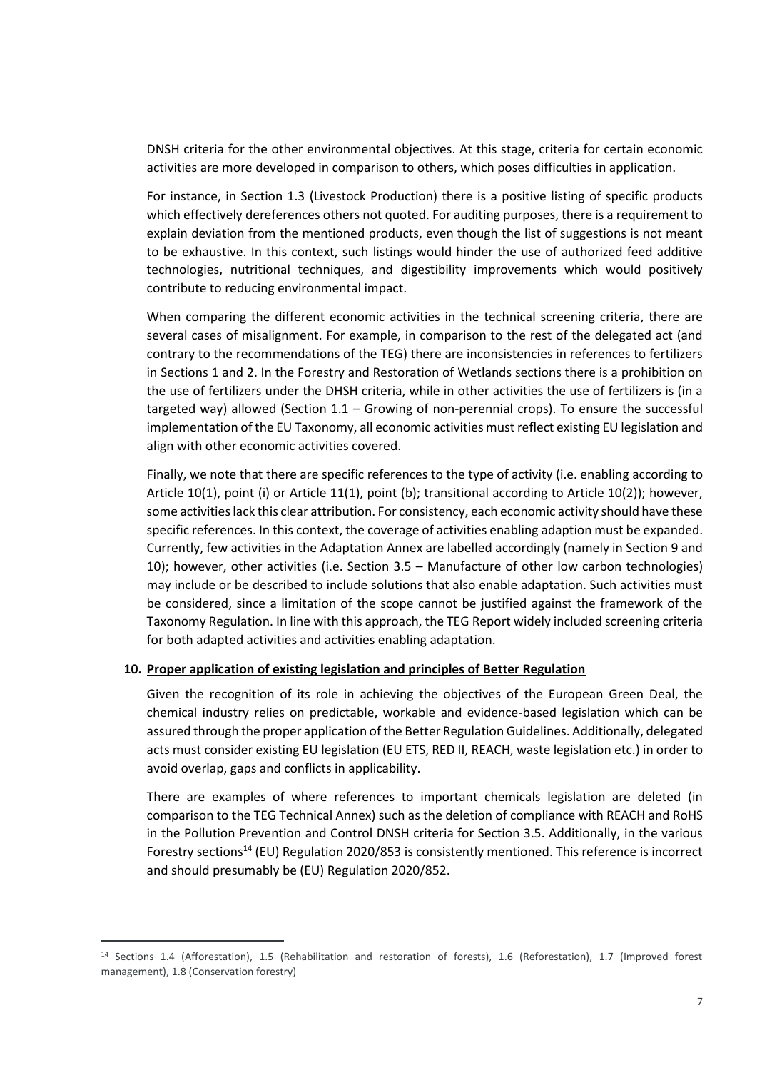DNSH criteria for the other environmental objectives. At this stage, criteria for certain economic activities are more developed in comparison to others, which poses difficulties in application.

For instance, in Section 1.3 (Livestock Production) there is a positive listing of specific products which effectively dereferences others not quoted. For auditing purposes, there is a requirement to explain deviation from the mentioned products, even though the list of suggestions is not meant to be exhaustive. In this context, such listings would hinder the use of authorized feed additive technologies, nutritional techniques, and digestibility improvements which would positively contribute to reducing environmental impact.

When comparing the different economic activities in the technical screening criteria, there are several cases of misalignment. For example, in comparison to the rest of the delegated act (and contrary to the recommendations of the TEG) there are inconsistencies in references to fertilizers in Sections 1 and 2. In the Forestry and Restoration of Wetlands sections there is a prohibition on the use of fertilizers under the DHSH criteria, while in other activities the use of fertilizers is (in a targeted way) allowed (Section 1.1 – Growing of non-perennial crops). To ensure the successful implementation of the EU Taxonomy, all economic activities must reflect existing EU legislation and align with other economic activities covered.

Finally, we note that there are specific references to the type of activity (i.e. enabling according to Article 10(1), point (i) or Article 11(1), point (b); transitional according to Article 10(2)); however, some activities lack this clear attribution. For consistency, each economic activity should have these specific references. In this context, the coverage of activities enabling adaption must be expanded. Currently, few activities in the Adaptation Annex are labelled accordingly (namely in Section 9 and 10); however, other activities (i.e. Section 3.5 – Manufacture of other low carbon technologies) may include or be described to include solutions that also enable adaptation. Such activities must be considered, since a limitation of the scope cannot be justified against the framework of the Taxonomy Regulation. In line with this approach, the TEG Report widely included screening criteria for both adapted activities and activities enabling adaptation.

10. **Proper application of existing legislation and principles of Better Regulation**

Given the recognition of its role in achieving the objectives of the European Green Deal, the chemical industry relies on predictable, workable and evidence-based legislation which can be assured through the proper application of the Better Regulation Guidelines. Additionally, delegated acts must consider existing EU legislation (EU ETS, RED II, REACH, waste legislation etc.) in order to avoid overlap, gaps and conflicts in applicability.

There are examples of where references to important chemicals legislation are deleted (in comparison to the TEG Technical Annex) such as the deletion of compliance with REACH and RoHS in the Pollution Prevention and Control DNSH criteria for Section 3.5. Additionally, in the various Forestry sections[14] (EU) Regulation 2020/853 is consistently mentioned. This reference is incorrect and should presumably be (EU) Regulation 2020/852.

---

[14] Sections 1.4 (Afforestation), 1.5 (Rehabilitation and restoration of forests), 1.6 (Reforestation), 1.7 (Improved forest management), 1.8 (Conservation forestry)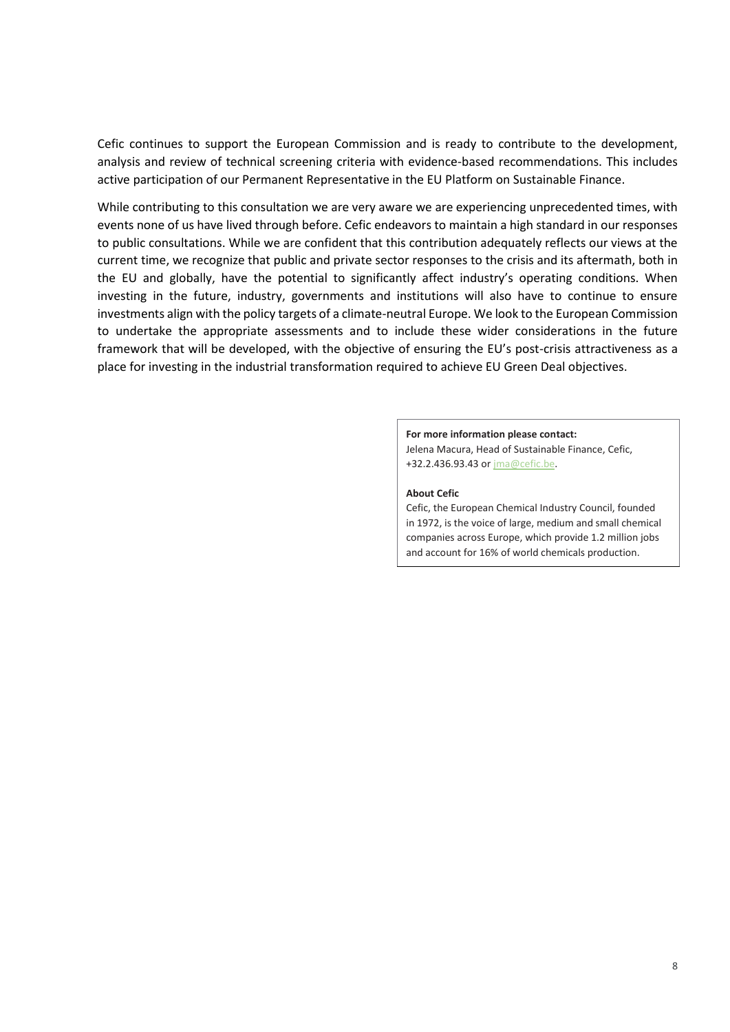Cefic continues to support the European Commission and is ready to contribute to the development, analysis and review of technical screening criteria with evidence-based recommendations. This includes active participation of our Permanent Representative in the EU Platform on Sustainable Finance.

While contributing to this consultation we are very aware we are experiencing unprecedented times, with events none of us have lived through before. Cefic endeavors to maintain a high standard in our responses to public consultations. While we are confident that this contribution adequately reflects our views at the current time, we recognize that public and private sector responses to the crisis and its aftermath, both in the EU and globally, have the potential to significantly affect industry's operating conditions. When investing in the future, industry, governments and institutions will also have to continue to ensure investments align with the policy targets of a climate-neutral Europe. We look to the European Commission to undertake the appropriate assessments and to include these wider considerations in the future framework that will be developed, with the objective of ensuring the EU's post-crisis attractiveness as a place for investing in the industrial transformation required to achieve EU Green Deal objectives.

**For more information please contact:**
Jelena Macura, Head of Sustainable Finance, Cefic, +32.2.436.93.43 or jma@cefic.be.

**About Cefic**
Cefic, the European Chemical Industry Council, founded in 1972, is the voice of large, medium and small chemical companies across Europe, which provide 1.2 million jobs and account for 16% of world chemicals production.